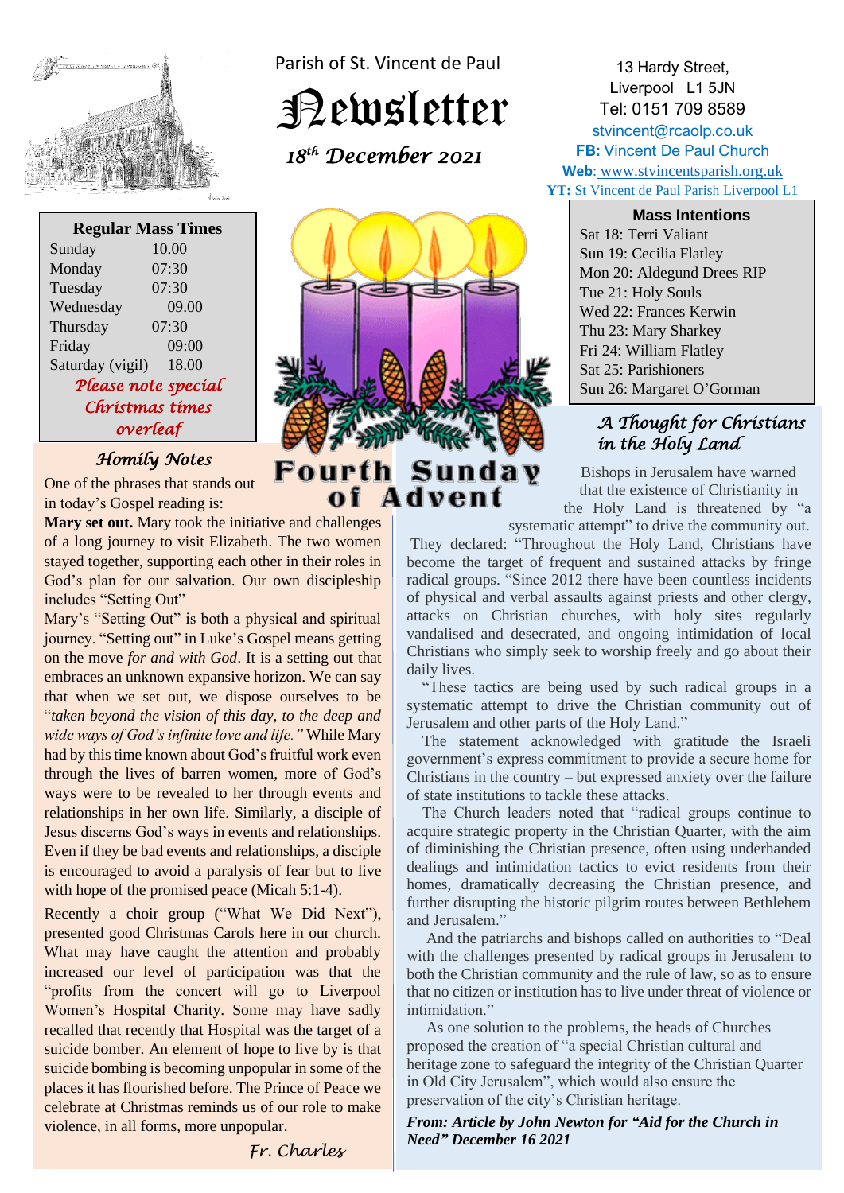Parish of St. Vincent de Paul

# Newsletter

*18th December 2021*

13 Hardy Street,
Liverpool L1 5JN
Tel: 0151 709 8589
stvincent@rcaolp.co.uk
**FB:** Vincent De Paul Church
**Web**: www.stvincentsparish.org.uk
**YT:** St Vincent de Paul Parish Liverpool L1

**Regular Mass Times**

| | |
|---|---|
| Sunday | 10.00 |
| Monday | 07:30 |
| Tuesday | 07:30 |
| Wednesday | 09.00 |
| Thursday | 07:30 |
| Friday | 09:00 |
| Saturday (vigil) | 18.00 |

*Please note special Christmas times overleaf*

## Fourth Sunday of Advent

**Mass Intentions**

- Sat 18: Terri Valiant
- Sun 19: Cecilia Flatley
- Mon 20: Aldegund Drees RIP
- Tue 21: Holy Souls
- Wed 22: Frances Kerwin
- Thu 23: Mary Sharkey
- Fri 24: William Flatley
- Sat 25: Parishioners
- Sun 26: Margaret O'Gorman

### Homily Notes

One of the phrases that stands out in today's Gospel reading is:

**Mary set out.** Mary took the initiative and challenges of a long journey to visit Elizabeth. The two women stayed together, supporting each other in their roles in God's plan for our salvation. Our own discipleship includes "Setting Out"

Mary's "Setting Out" is both a physical and spiritual journey. "Setting out" in Luke's Gospel means getting on the move *for and with God*. It is a setting out that embraces an unknown expansive horizon. We can say that when we set out, we dispose ourselves to be "*taken beyond the vision of this day, to the deep and wide ways of God's infinite love and life."* While Mary had by this time known about God's fruitful work even through the lives of barren women, more of God's ways were to be revealed to her through events and relationships in her own life. Similarly, a disciple of Jesus discerns God's ways in events and relationships. Even if they be bad events and relationships, a disciple is encouraged to avoid a paralysis of fear but to live with hope of the promised peace (Micah 5:1-4).

Recently a choir group ("What We Did Next"), presented good Christmas Carols here in our church. What may have caught the attention and probably increased our level of participation was that the "profits from the concert will go to Liverpool Women's Hospital Charity. Some may have sadly recalled that recently that Hospital was the target of a suicide bomber. An element of hope to live by is that suicide bombing is becoming unpopular in some of the places it has flourished before. The Prince of Peace we celebrate at Christmas reminds us of our role to make violence, in all forms, more unpopular.

*Fr. Charles*

### A Thought for Christians in the Holy Land

Bishops in Jerusalem have warned that the existence of Christianity in the Holy Land is threatened by "a systematic attempt" to drive the community out.

They declared: "Throughout the Holy Land, Christians have become the target of frequent and sustained attacks by fringe radical groups. "Since 2012 there have been countless incidents of physical and verbal assaults against priests and other clergy, attacks on Christian churches, with holy sites regularly vandalised and desecrated, and ongoing intimidation of local Christians who simply seek to worship freely and go about their daily lives.

"These tactics are being used by such radical groups in a systematic attempt to drive the Christian community out of Jerusalem and other parts of the Holy Land."

The statement acknowledged with gratitude the Israeli government's express commitment to provide a secure home for Christians in the country – but expressed anxiety over the failure of state institutions to tackle these attacks.

The Church leaders noted that "radical groups continue to acquire strategic property in the Christian Quarter, with the aim of diminishing the Christian presence, often using underhanded dealings and intimidation tactics to evict residents from their homes, dramatically decreasing the Christian presence, and further disrupting the historic pilgrim routes between Bethlehem and Jerusalem."

And the patriarchs and bishops called on authorities to "Deal with the challenges presented by radical groups in Jerusalem to both the Christian community and the rule of law, so as to ensure that no citizen or institution has to live under threat of violence or intimidation."

As one solution to the problems, the heads of Churches proposed the creation of "a special Christian cultural and heritage zone to safeguard the integrity of the Christian Quarter in Old City Jerusalem", which would also ensure the preservation of the city's Christian heritage.

***From: Article by John Newton for "Aid for the Church in Need" December 16 2021***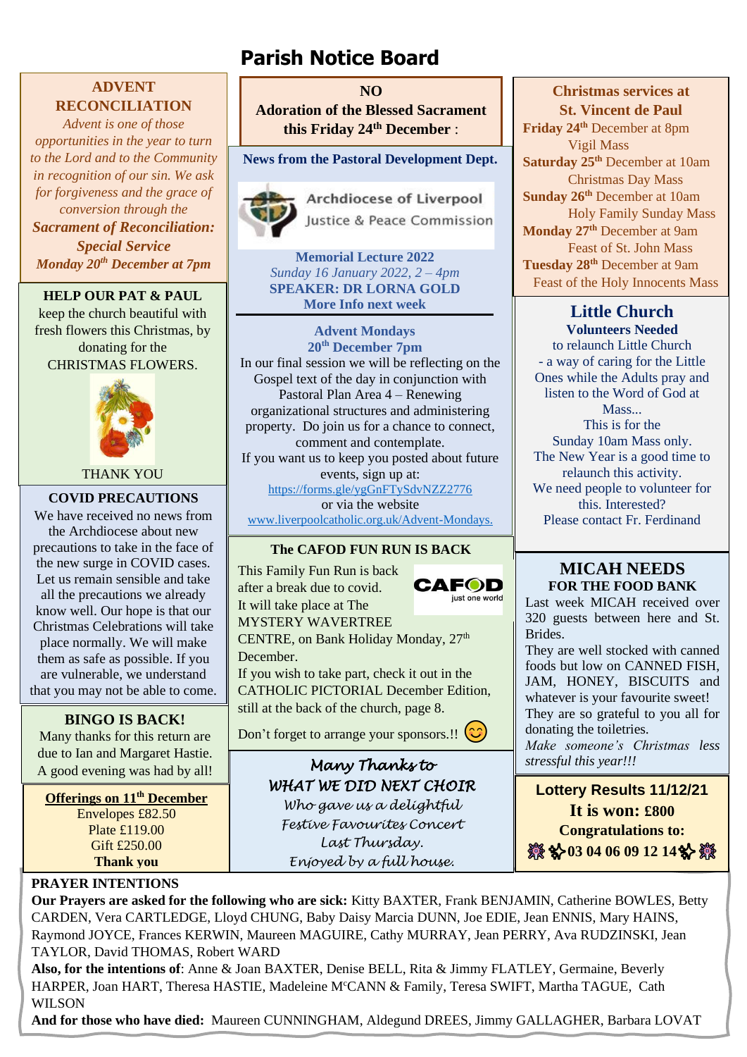# Parish Notice Board

## ADVENT RECONCILIATION

*Advent is one of those opportunities in the year to turn to the Lord and to the Community in recognition of our sin. We ask for forgiveness and the grace of conversion through the*

***Sacrament of Reconciliation: Special Service***

***Monday 20th December at 7pm***

## HELP OUR PAT & PAUL

keep the church beautiful with fresh flowers this Christmas, by donating for the CHRISTMAS FLOWERS.

THANK YOU

## COVID PRECAUTIONS

We have received no news from the Archdiocese about new precautions to take in the face of the new surge in COVID cases. Let us remain sensible and take all the precautions we already know well. Our hope is that our Christmas Celebrations will take place normally. We will make them as safe as possible. If you are vulnerable, we understand that you may not be able to come.

## BINGO IS BACK!

Many thanks for this return are due to Ian and Margaret Hastie. A good evening was had by all!

**Offerings on 11th December**

Envelopes £82.50
Plate £119.00
Gift £250.00
**Thank you**

## NO Adoration of the Blessed Sacrament this Friday 24th December :

## News from the Pastoral Development Dept.

Archdiocese of Liverpool
Justice & Peace Commission

**Memorial Lecture 2022**
*Sunday 16 January 2022, 2 – 4pm*
**SPEAKER: DR LORNA GOLD**
**More Info next week**

**Advent Mondays**
**20th December 7pm**

In our final session we will be reflecting on the Gospel text of the day in conjunction with Pastoral Plan Area 4 – Renewing organizational structures and administering property. Do join us for a chance to connect, comment and contemplate.

If you want us to keep you posted about future events, sign up at:
https://forms.gle/ygGnFTySdvNZZ2776
or via the website
www.liverpoolcatholic.org.uk/Advent-Mondays.

## The CAFOD FUN RUN IS BACK

CAFOD just one world

This Family Fun Run is back after a break due to covid. It will take place at The MYSTERY WAVERTREE CENTRE, on Bank Holiday Monday, 27th December.

If you wish to take part, check it out in the CATHOLIC PICTORIAL December Edition, still at the back of the church, page 8.

Don't forget to arrange your sponsors.!! 😊

*Many Thanks to*
*WHAT WE DID NEXT CHOIR*
*Who gave us a delightful Festive Favourites Concert Last Thursday.*
*Enjoyed by a full house.*

## Christmas services at St. Vincent de Paul

**Friday 24th** December at 8pm
Vigil Mass
**Saturday 25th** December at 10am
Christmas Day Mass
**Sunday 26th** December at 10am
Holy Family Sunday Mass
**Monday 27th** December at 9am
Feast of St. John Mass
**Tuesday 28th** December at 9am
Feast of the Holy Innocents Mass

## Little Church

**Volunteers Needed**

to relaunch Little Church - a way of caring for the Little Ones while the Adults pray and listen to the Word of God at Mass...

This is for the Sunday 10am Mass only.

The New Year is a good time to relaunch this activity.

We need people to volunteer for this. Interested?

Please contact Fr. Ferdinand

## MICAH NEEDS
**FOR THE FOOD BANK**

Last week MICAH received over 320 guests between here and St. Brides.

They are well stocked with canned foods but low on CANNED FISH, JAM, HONEY, BISCUITS and whatever is your favourite sweet!

They are so grateful to you all for donating the toiletries.

*Make someone's Christmas less stressful this year!!!*

## Lottery Results 11/12/21

**It is won: £800**
**Congratulations to:**
**03 04 06 09 12 14**

## PRAYER INTENTIONS

**Our Prayers are asked for the following who are sick:** Kitty BAXTER, Frank BENJAMIN, Catherine BOWLES, Betty CARDEN, Vera CARTLEDGE, Lloyd CHUNG, Baby Daisy Marcia DUNN, Joe EDIE, Jean ENNIS, Mary HAINS, Raymond JOYCE, Frances KERWIN, Maureen MAGUIRE, Cathy MURRAY, Jean PERRY, Ava RUDZINSKI, Jean TAYLOR, David THOMAS, Robert WARD

**Also, for the intentions of**: Anne & Joan BAXTER, Denise BELL, Rita & Jimmy FLATLEY, Germaine, Beverly HARPER, Joan HART, Theresa HASTIE, Madeleine McCANN & Family, Teresa SWIFT, Martha TAGUE, Cath WILSON

**And for those who have died:** Maureen CUNNINGHAM, Aldegund DREES, Jimmy GALLAGHER, Barbara LOVAT